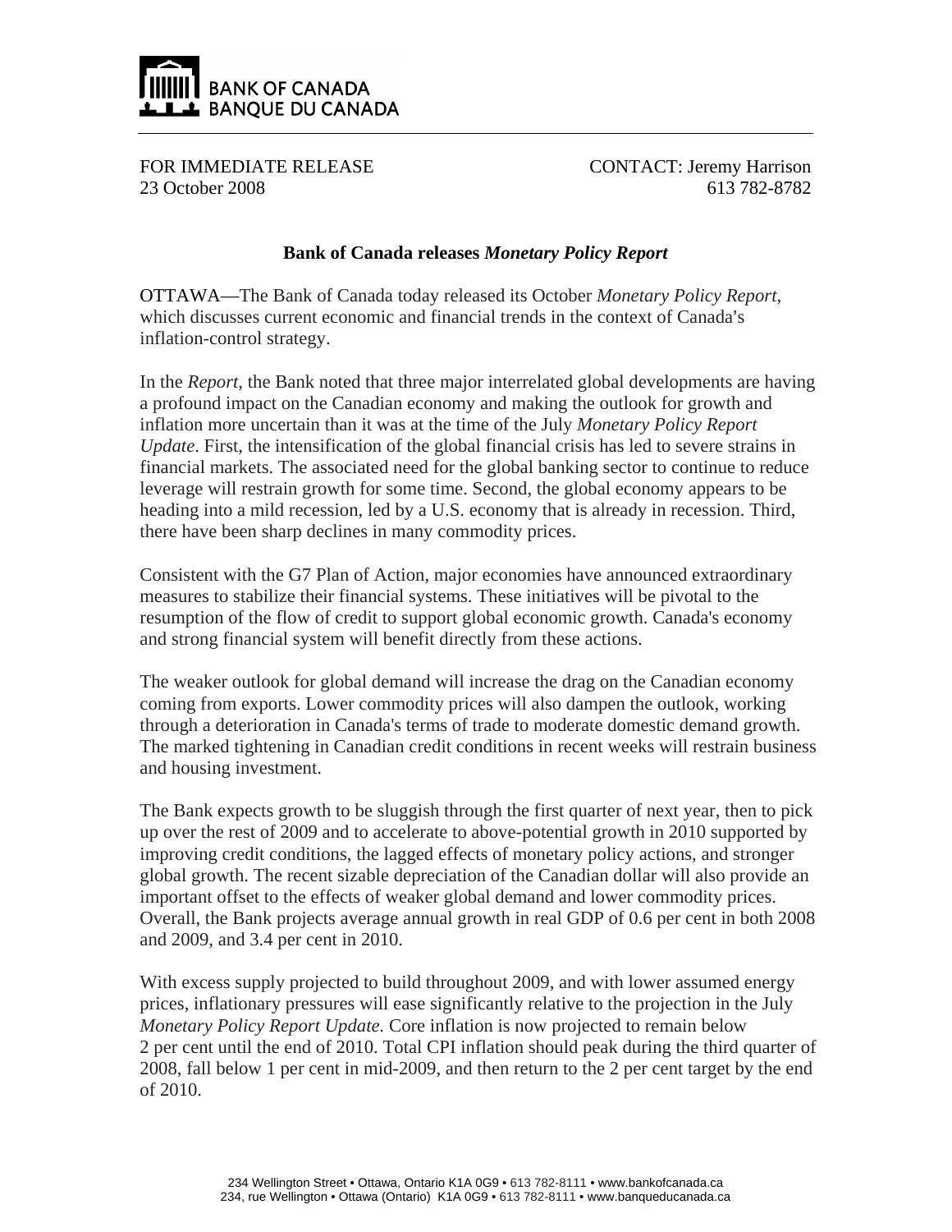BANK OF CANADA
BANQUE DU CANADA

FOR IMMEDIATE RELEASE
23 October 2008

CONTACT: Jeremy Harrison
613 782-8782

## Bank of Canada releases *Monetary Policy Report*

OTTAWA—The Bank of Canada today released its October *Monetary Policy Report*, which discusses current economic and financial trends in the context of Canada's inflation-control strategy.

In the *Report*, the Bank noted that three major interrelated global developments are having a profound impact on the Canadian economy and making the outlook for growth and inflation more uncertain than it was at the time of the July *Monetary Policy Report Update*. First, the intensification of the global financial crisis has led to severe strains in financial markets. The associated need for the global banking sector to continue to reduce leverage will restrain growth for some time. Second, the global economy appears to be heading into a mild recession, led by a U.S. economy that is already in recession. Third, there have been sharp declines in many commodity prices.

Consistent with the G7 Plan of Action, major economies have announced extraordinary measures to stabilize their financial systems. These initiatives will be pivotal to the resumption of the flow of credit to support global economic growth. Canada's economy and strong financial system will benefit directly from these actions.

The weaker outlook for global demand will increase the drag on the Canadian economy coming from exports. Lower commodity prices will also dampen the outlook, working through a deterioration in Canada's terms of trade to moderate domestic demand growth. The marked tightening in Canadian credit conditions in recent weeks will restrain business and housing investment.

The Bank expects growth to be sluggish through the first quarter of next year, then to pick up over the rest of 2009 and to accelerate to above-potential growth in 2010 supported by improving credit conditions, the lagged effects of monetary policy actions, and stronger global growth. The recent sizable depreciation of the Canadian dollar will also provide an important offset to the effects of weaker global demand and lower commodity prices. Overall, the Bank projects average annual growth in real GDP of 0.6 per cent in both 2008 and 2009, and 3.4 per cent in 2010.

With excess supply projected to build throughout 2009, and with lower assumed energy prices, inflationary pressures will ease significantly relative to the projection in the July *Monetary Policy Report Update.* Core inflation is now projected to remain below 2 per cent until the end of 2010. Total CPI inflation should peak during the third quarter of 2008, fall below 1 per cent in mid-2009, and then return to the 2 per cent target by the end of 2010.

234 Wellington Street • Ottawa, Ontario K1A 0G9 • 613 782-8111 • www.bankofcanada.ca
234, rue Wellington • Ottawa (Ontario) K1A 0G9 • 613 782-8111 • www.banqueducanada.ca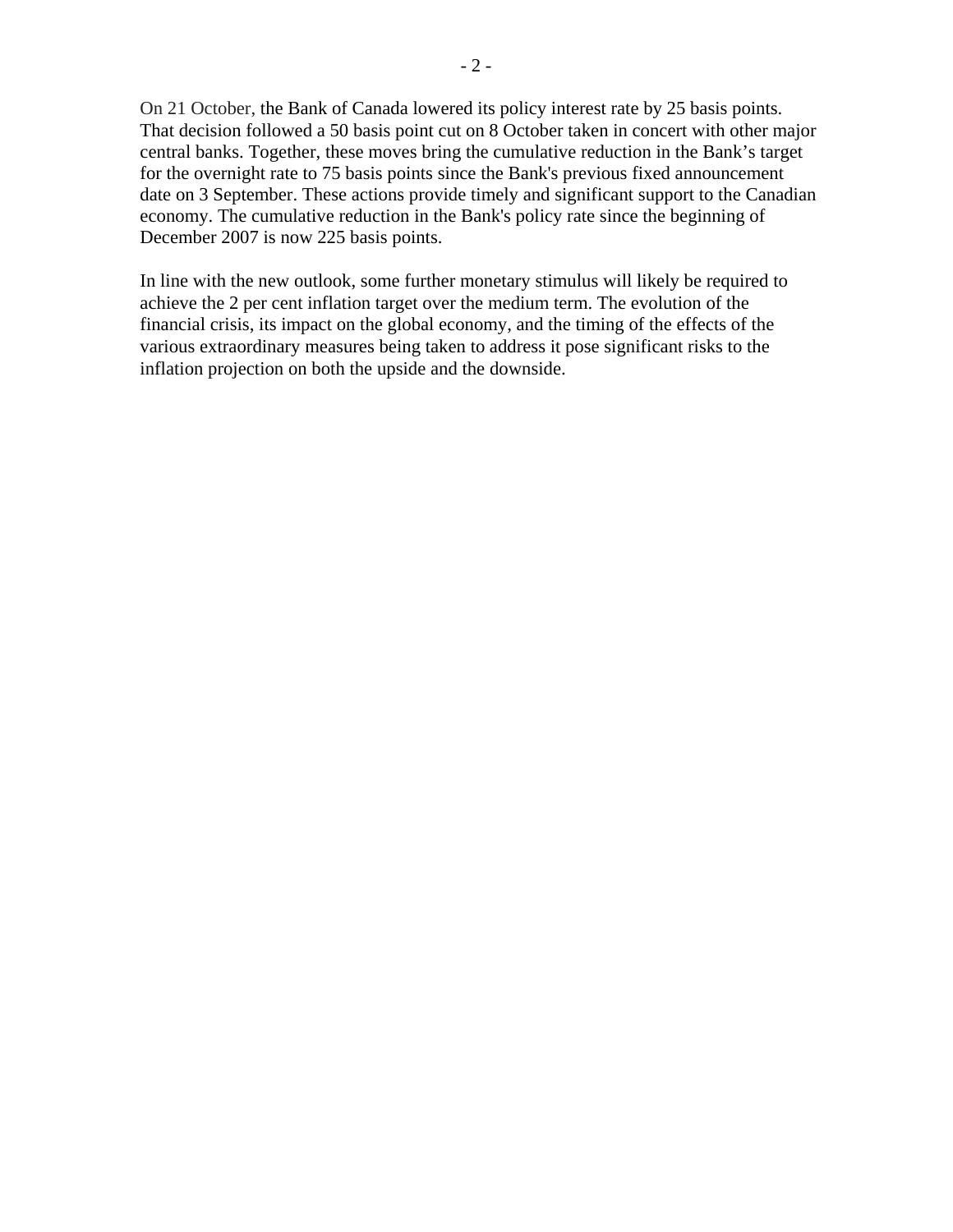On 21 October, the Bank of Canada lowered its policy interest rate by 25 basis points. That decision followed a 50 basis point cut on 8 October taken in concert with other major central banks. Together, these moves bring the cumulative reduction in the Bank's target for the overnight rate to 75 basis points since the Bank's previous fixed announcement date on 3 September. These actions provide timely and significant support to the Canadian economy. The cumulative reduction in the Bank's policy rate since the beginning of December 2007 is now 225 basis points.

In line with the new outlook, some further monetary stimulus will likely be required to achieve the 2 per cent inflation target over the medium term. The evolution of the financial crisis, its impact on the global economy, and the timing of the effects of the various extraordinary measures being taken to address it pose significant risks to the inflation projection on both the upside and the downside.